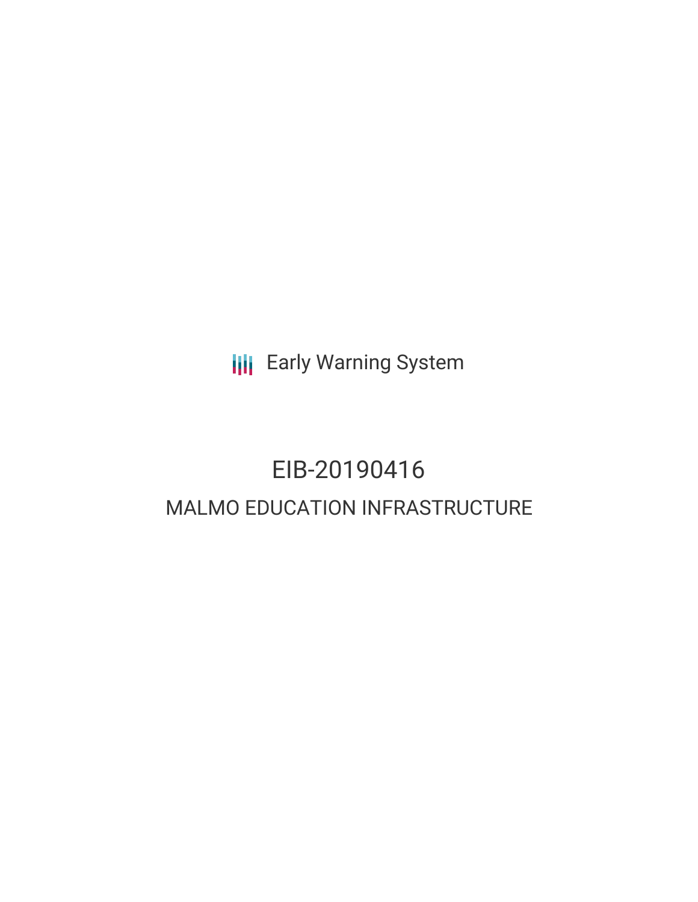Early Warning System

# EIB-20190416

## MALMO EDUCATION INFRASTRUCTURE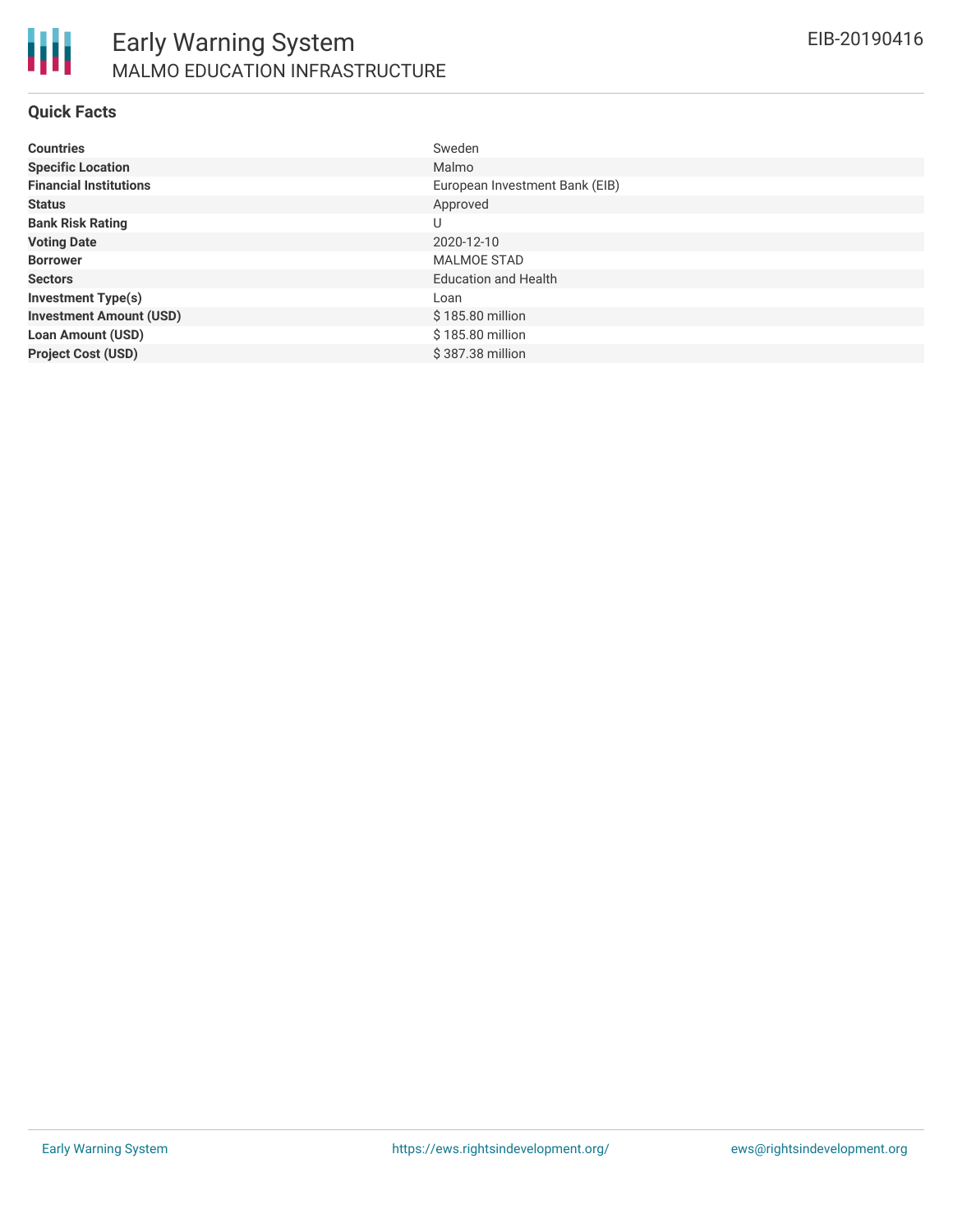# Early Warning System

## MALMO EDUCATION INFRASTRUCTURE

EIB-20190416

### Quick Facts

| | |
|---|---|
| **Countries** | Sweden |
| **Specific Location** | Malmo |
| **Financial Institutions** | European Investment Bank (EIB) |
| **Status** | Approved |
| **Bank Risk Rating** | U |
| **Voting Date** | 2020-12-10 |
| **Borrower** | MALMOE STAD |
| **Sectors** | Education and Health |
| **Investment Type(s)** | Loan |
| **Investment Amount (USD)** | $ 185.80 million |
| **Loan Amount (USD)** | $ 185.80 million |
| **Project Cost (USD)** | $ 387.38 million |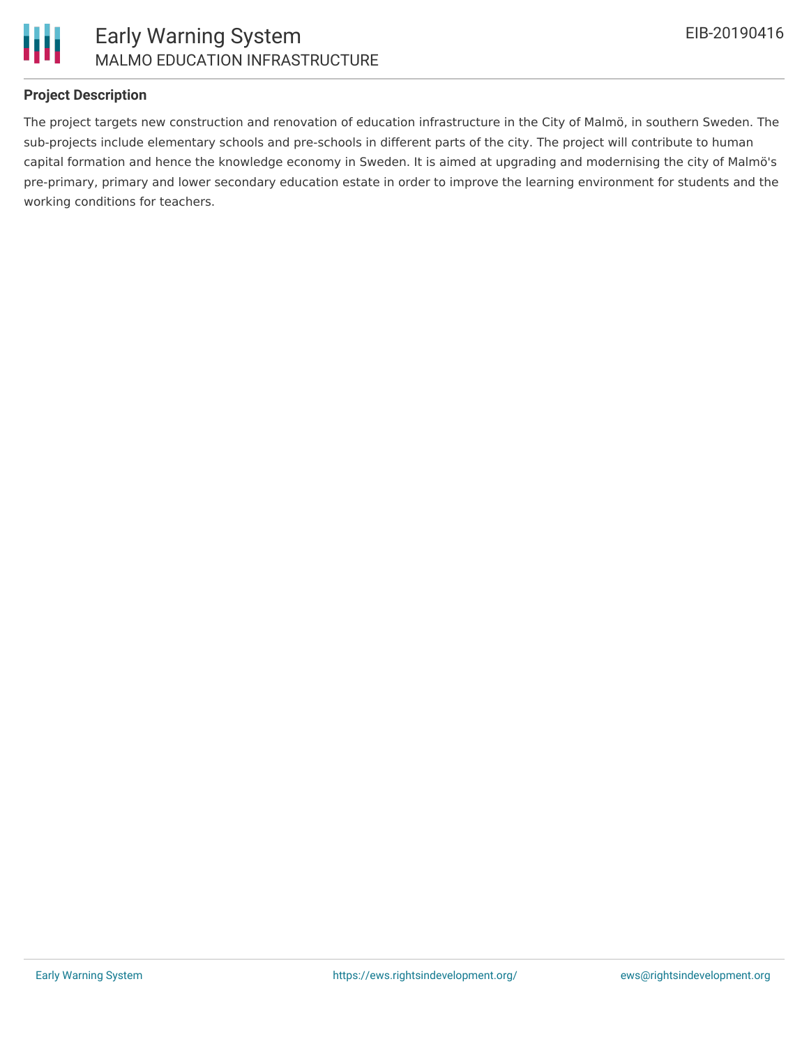## Project Description

The project targets new construction and renovation of education infrastructure in the City of Malmö, in southern Sweden. The sub-projects include elementary schools and pre-schools in different parts of the city. The project will contribute to human capital formation and hence the knowledge economy in Sweden. It is aimed at upgrading and modernising the city of Malmö's pre-primary, primary and lower secondary education estate in order to improve the learning environment for students and the working conditions for teachers.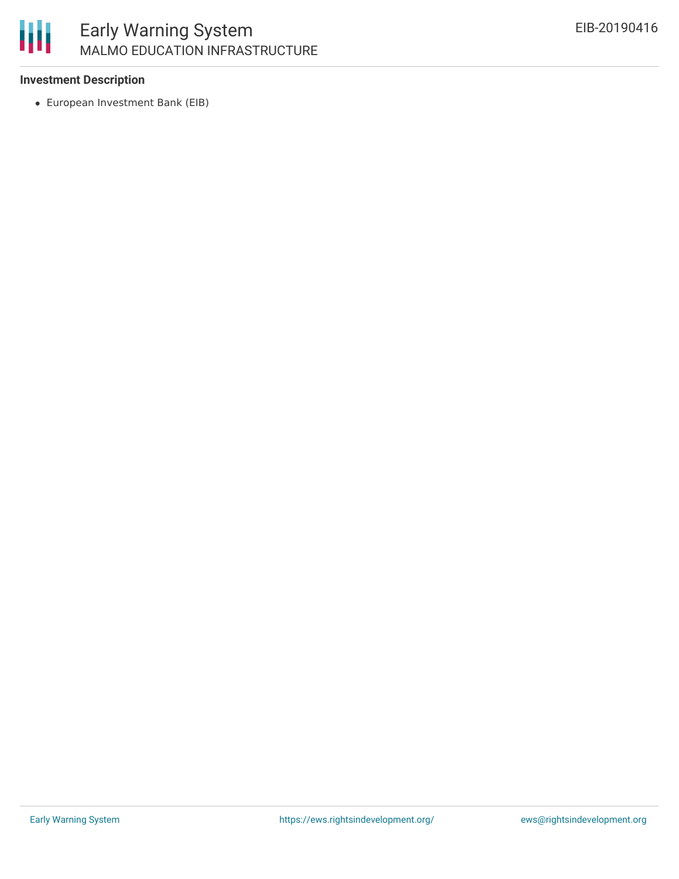### Investment Description

- European Investment Bank (EIB)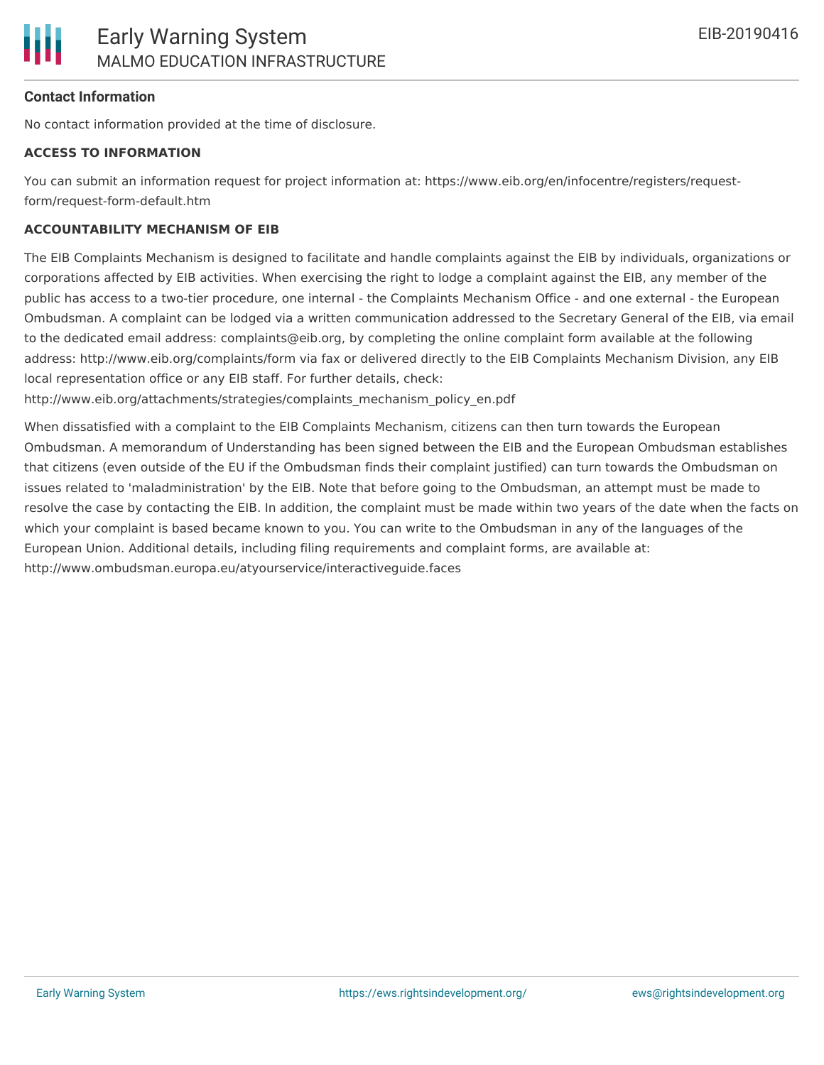### Contact Information

No contact information provided at the time of disclosure.

**ACCESS TO INFORMATION**

You can submit an information request for project information at: https://www.eib.org/en/infocentre/registers/request-form/request-form-default.htm

**ACCOUNTABILITY MECHANISM OF EIB**

The EIB Complaints Mechanism is designed to facilitate and handle complaints against the EIB by individuals, organizations or corporations affected by EIB activities. When exercising the right to lodge a complaint against the EIB, any member of the public has access to a two-tier procedure, one internal - the Complaints Mechanism Office - and one external - the European Ombudsman. A complaint can be lodged via a written communication addressed to the Secretary General of the EIB, via email to the dedicated email address: complaints@eib.org, by completing the online complaint form available at the following address: http://www.eib.org/complaints/form via fax or delivered directly to the EIB Complaints Mechanism Division, any EIB local representation office or any EIB staff. For further details, check: http://www.eib.org/attachments/strategies/complaints_mechanism_policy_en.pdf

When dissatisfied with a complaint to the EIB Complaints Mechanism, citizens can then turn towards the European Ombudsman. A memorandum of Understanding has been signed between the EIB and the European Ombudsman establishes that citizens (even outside of the EU if the Ombudsman finds their complaint justified) can turn towards the Ombudsman on issues related to 'maladministration' by the EIB. Note that before going to the Ombudsman, an attempt must be made to resolve the case by contacting the EIB. In addition, the complaint must be made within two years of the date when the facts on which your complaint is based became known to you. You can write to the Ombudsman in any of the languages of the European Union. Additional details, including filing requirements and complaint forms, are available at: http://www.ombudsman.europa.eu/atyourservice/interactiveguide.faces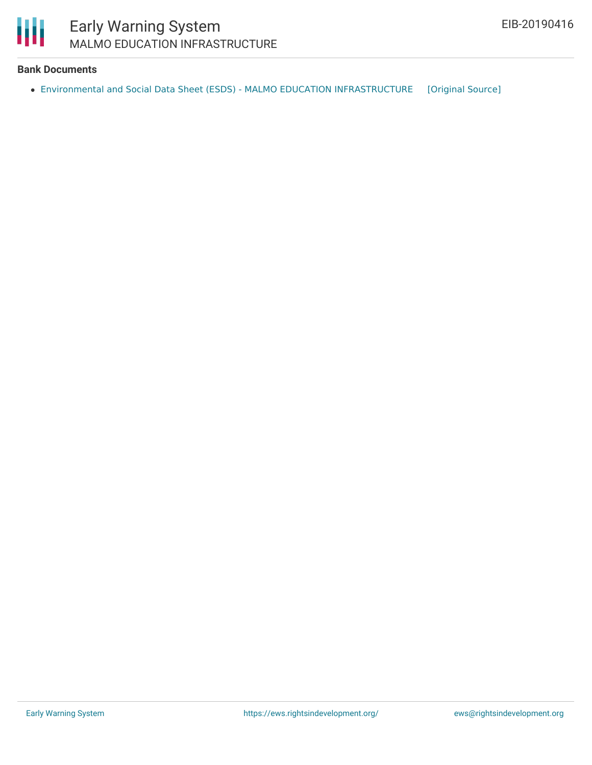**Bank Documents**

- Environmental and Social Data Sheet (ESDS) - MALMO EDUCATION INFRASTRUCTURE [Original Source]